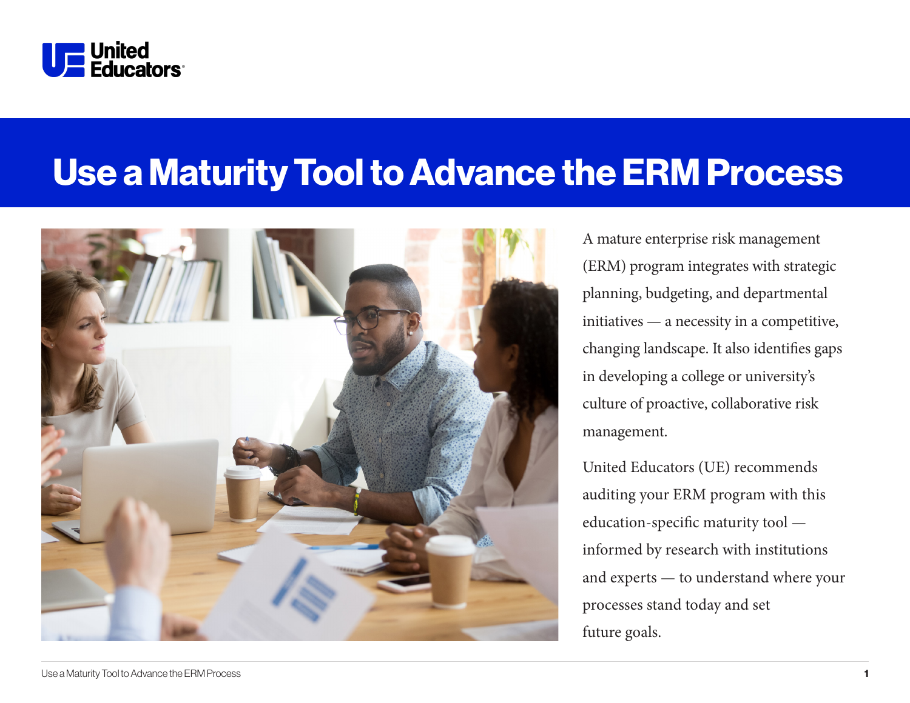United Educators

# Use a Maturity Tool to Advance the ERM Process

A mature enterprise risk management (ERM) program integrates with strategic planning, budgeting, and departmental initiatives — a necessity in a competitive, changing landscape. It also identifies gaps in developing a college or university's culture of proactive, collaborative risk management.

United Educators (UE) recommends auditing your ERM program with this education-specific maturity tool — informed by research with institutions and experts — to understand where your processes stand today and set future goals.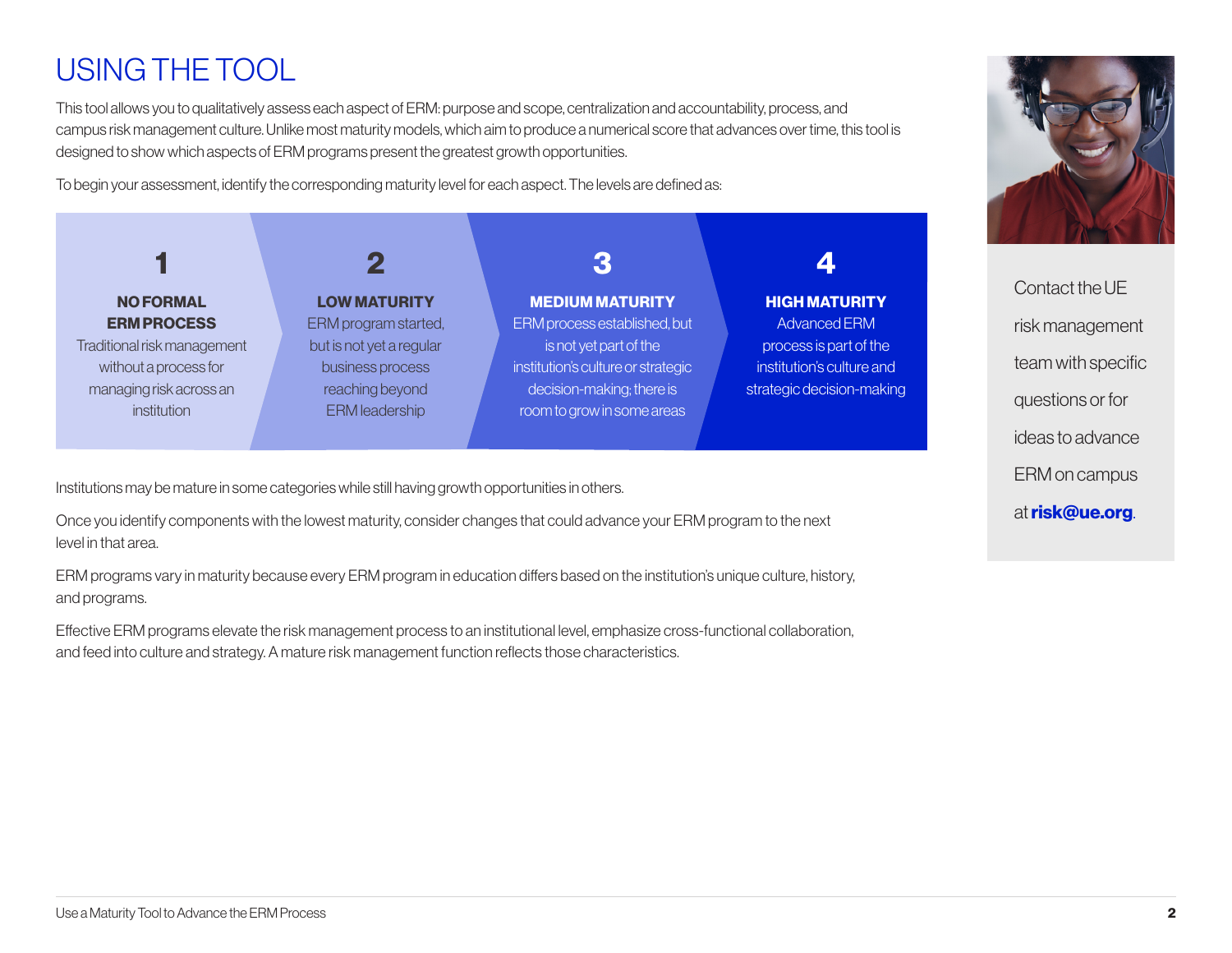# USING THE TOOL

This tool allows you to qualitatively assess each aspect of ERM: purpose and scope, centralization and accountability, process, and campus risk management culture. Unlike most maturity models, which aim to produce a numerical score that advances over time, this tool is designed to show which aspects of ERM programs present the greatest growth opportunities.

To begin your assessment, identify the corresponding maturity level for each aspect. The levels are defined as:

**1**
**NO FORMAL ERM PROCESS**
Traditional risk management without a process for managing risk across an institution

**2**
**LOW MATURITY**
ERM program started, but is not yet a regular business process reaching beyond ERM leadership

**3**
**MEDIUM MATURITY**
ERM process established, but is not yet part of the institution's culture or strategic decision-making; there is room to grow in some areas

**4**
**HIGH MATURITY**
Advanced ERM process is part of the institution's culture and strategic decision-making

Institutions may be mature in some categories while still having growth opportunities in others.

Once you identify components with the lowest maturity, consider changes that could advance your ERM program to the next level in that area.

ERM programs vary in maturity because every ERM program in education differs based on the institution's unique culture, history, and programs.

Effective ERM programs elevate the risk management process to an institutional level, emphasize cross-functional collaboration, and feed into culture and strategy. A mature risk management function reflects those characteristics.

Contact the UE risk management team with specific questions or for ideas to advance ERM on campus at **risk@ue.org**.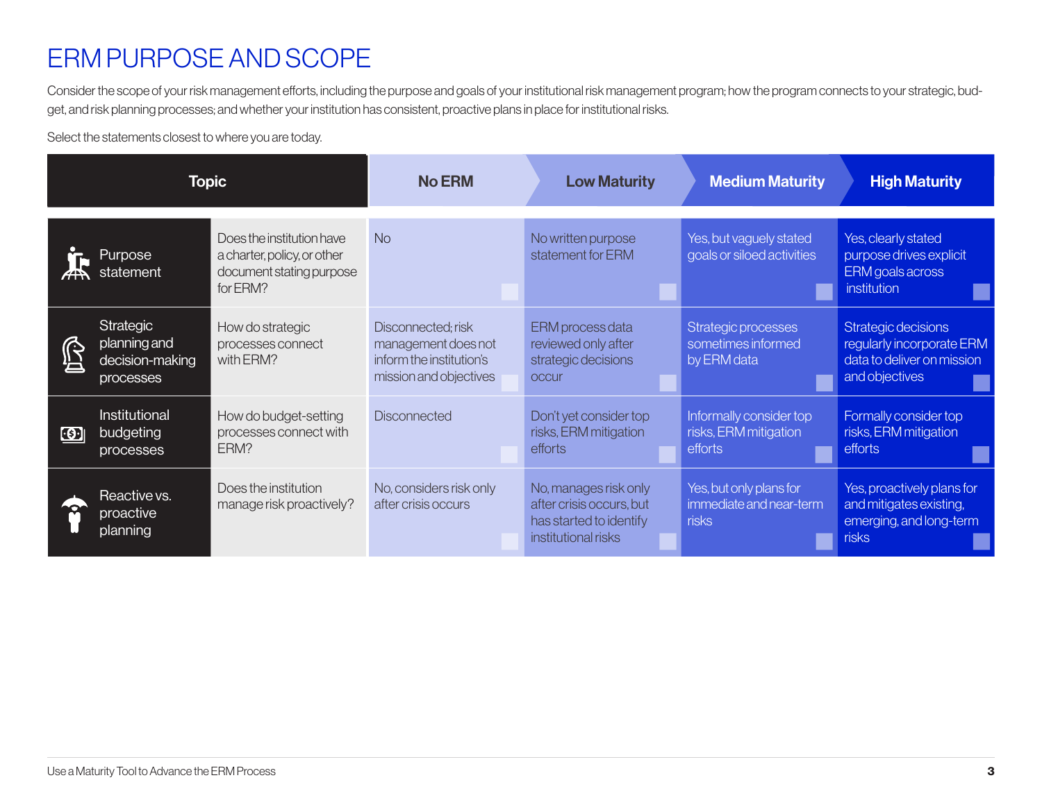# ERM PURPOSE AND SCOPE

Consider the scope of your risk management efforts, including the purpose and goals of your institutional risk management program; how the program connects to your strategic, budget, and risk planning processes; and whether your institution has consistent, proactive plans in place for institutional risks.

Select the statements closest to where you are today.

| Topic | | No ERM | Low Maturity | Medium Maturity | High Maturity |
|---|---|---|---|---|---|
| Purpose statement | Does the institution have a charter, policy, or other document stating purpose for ERM? | No | No written purpose statement for ERM | Yes, but vaguely stated goals or siloed activities | Yes, clearly stated purpose drives explicit ERM goals across institution |
| Strategic planning and decision-making processes | How do strategic processes connect with ERM? | Disconnected; risk management does not inform the institution's mission and objectives | ERM process data reviewed only after strategic decisions occur | Strategic processes sometimes informed by ERM data | Strategic decisions regularly incorporate ERM data to deliver on mission and objectives |
| Institutional budgeting processes | How do budget-setting processes connect with ERM? | Disconnected | Don't yet consider top risks, ERM mitigation efforts | Informally consider top risks, ERM mitigation efforts | Formally consider top risks, ERM mitigation efforts |
| Reactive vs. proactive planning | Does the institution manage risk proactively? | No, considers risk only after crisis occurs | No, manages risk only after crisis occurs, but has started to identify institutional risks | Yes, but only plans for immediate and near-term risks | Yes, proactively plans for and mitigates existing, emerging, and long-term risks |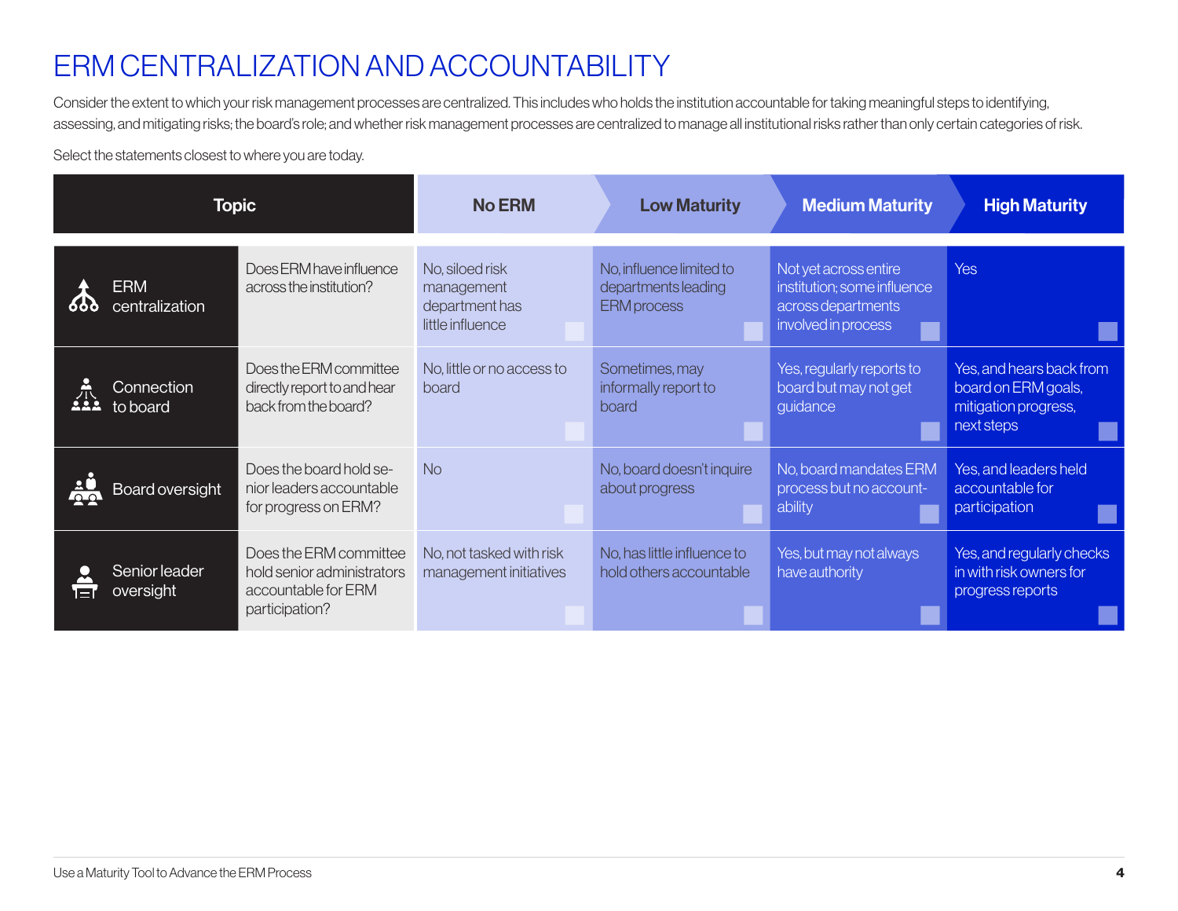# ERM CENTRALIZATION AND ACCOUNTABILITY

Consider the extent to which your risk management processes are centralized. This includes who holds the institution accountable for taking meaningful steps to identifying, assessing, and mitigating risks; the board's role; and whether risk management processes are centralized to manage all institutional risks rather than only certain categories of risk.

Select the statements closest to where you are today.

| Topic | | No ERM | Low Maturity | Medium Maturity | High Maturity |
|---|---|---|---|---|---|
| ERM centralization | Does ERM have influence across the institution? | No, siloed risk management department has little influence | No, influence limited to departments leading ERM process | Not yet across entire institution; some influence across departments involved in process | Yes |
| Connection to board | Does the ERM committee directly report to and hear back from the board? | No, little or no access to board | Sometimes, may informally report to board | Yes, regularly reports to board but may not get guidance | Yes, and hears back from board on ERM goals, mitigation progress, next steps |
| Board oversight | Does the board hold senior leaders accountable for progress on ERM? | No | No, board doesn't inquire about progress | No, board mandates ERM process but no accountability | Yes, and leaders held accountable for participation |
| Senior leader oversight | Does the ERM committee hold senior administrators accountable for ERM participation? | No, not tasked with risk management initiatives | No, has little influence to hold others accountable | Yes, but may not always have authority | Yes, and regularly checks in with risk owners for progress reports |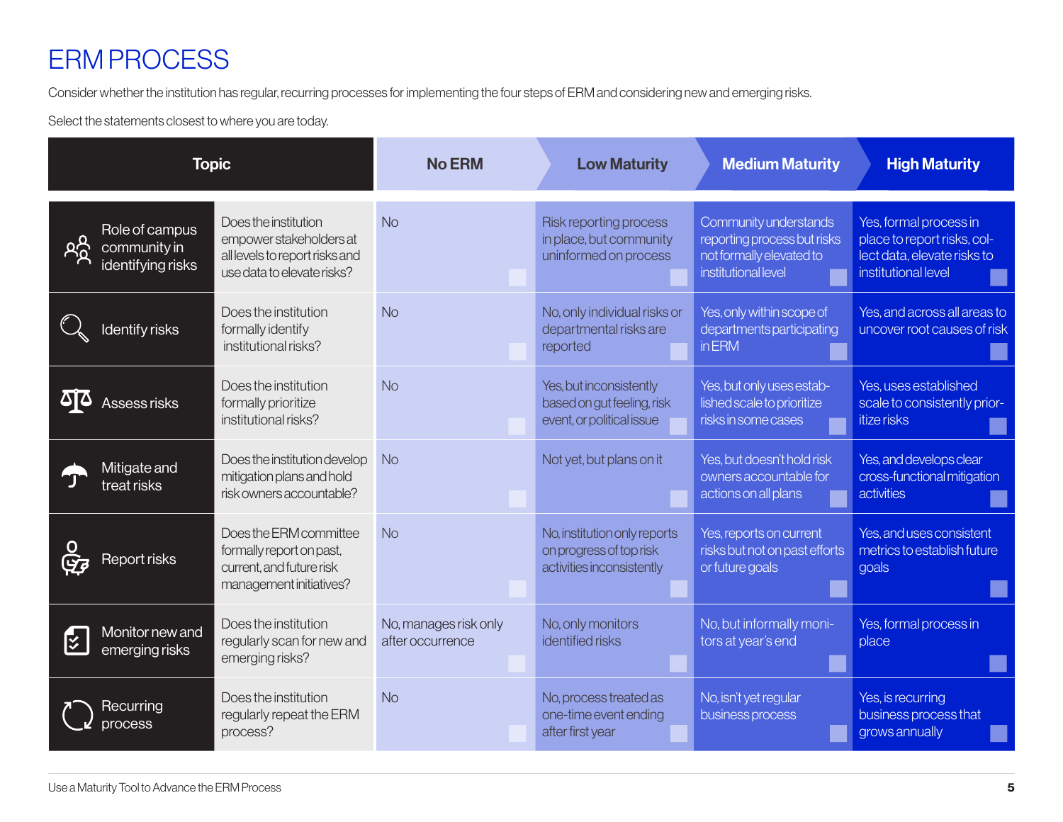# ERM PROCESS

Consider whether the institution has regular, recurring processes for implementing the four steps of ERM and considering new and emerging risks.

Select the statements closest to where you are today.

| Topic | | No ERM | Low Maturity | Medium Maturity | High Maturity |
|---|---|---|---|---|---|
| Role of campus community in identifying risks | Does the institution empower stakeholders at all levels to report risks and use data to elevate risks? | No | Risk reporting process in place, but community uninformed on process | Community understands reporting process but risks not formally elevated to institutional level | Yes, formal process in place to report risks, collect data, elevate risks to institutional level |
| Identify risks | Does the institution formally identify institutional risks? | No | No, only individual risks or departmental risks are reported | Yes, only within scope of departments participating in ERM | Yes, and across all areas to uncover root causes of risk |
| Assess risks | Does the institution formally prioritize institutional risks? | No | Yes, but inconsistently based on gut feeling, risk event, or political issue | Yes, but only uses established scale to prioritize risks in some cases | Yes, uses established scale to consistently prioritize risks |
| Mitigate and treat risks | Does the institution develop mitigation plans and hold risk owners accountable? | No | Not yet, but plans on it | Yes, but doesn't hold risk owners accountable for actions on all plans | Yes, and develops clear cross-functional mitigation activities |
| Report risks | Does the ERM committee formally report on past, current, and future risk management initiatives? | No | No, institution only reports on progress of top risk activities inconsistently | Yes, reports on current risks but not on past efforts or future goals | Yes, and uses consistent metrics to establish future goals |
| Monitor new and emerging risks | Does the institution regularly scan for new and emerging risks? | No, manages risk only after occurrence | No, only monitors identified risks | No, but informally monitors at year's end | Yes, formal process in place |
| Recurring process | Does the institution regularly repeat the ERM process? | No | No, process treated as one-time event ending after first year | No, isn't yet regular business process | Yes, is recurring business process that grows annually |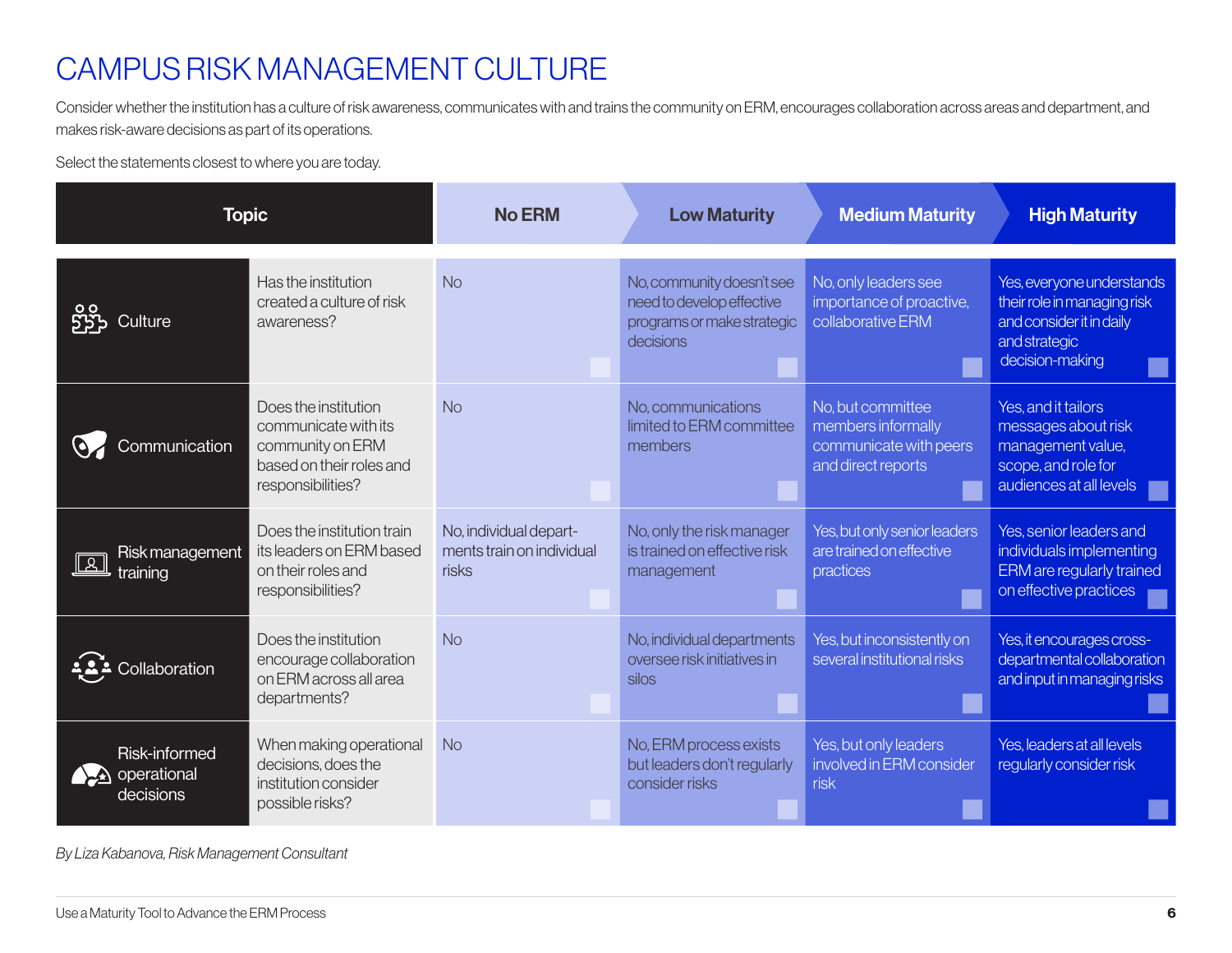# CAMPUS RISK MANAGEMENT CULTURE

Consider whether the institution has a culture of risk awareness, communicates with and trains the community on ERM, encourages collaboration across areas and department, and makes risk-aware decisions as part of its operations.

Select the statements closest to where you are today.

| Topic | | No ERM | Low Maturity | Medium Maturity | High Maturity |
|---|---|---|---|---|---|
| Culture | Has the institution created a culture of risk awareness? | No | No, community doesn't see need to develop effective programs or make strategic decisions | No, only leaders see importance of proactive, collaborative ERM | Yes, everyone understands their role in managing risk and consider it in daily and strategic decision-making |
| Communication | Does the institution communicate with its community on ERM based on their roles and responsibilities? | No | No, communications limited to ERM committee members | No, but committee members informally communicate with peers and direct reports | Yes, and it tailors messages about risk management value, scope, and role for audiences at all levels |
| Risk management training | Does the institution train its leaders on ERM based on their roles and responsibilities? | No, individual departments train on individual risks | No, only the risk manager is trained on effective risk management | Yes, but only senior leaders are trained on effective practices | Yes, senior leaders and individuals implementing ERM are regularly trained on effective practices |
| Collaboration | Does the institution encourage collaboration on ERM across all area departments? | No | No, individual departments oversee risk initiatives in silos | Yes, but inconsistently on several institutional risks | Yes, it encourages cross-departmental collaboration and input in managing risks |
| Risk-informed operational decisions | When making operational decisions, does the institution consider possible risks? | No | No, ERM process exists but leaders don't regularly consider risks | Yes, but only leaders involved in ERM consider risk | Yes, leaders at all levels regularly consider risk |

*By Liza Kabanova, Risk Management Consultant*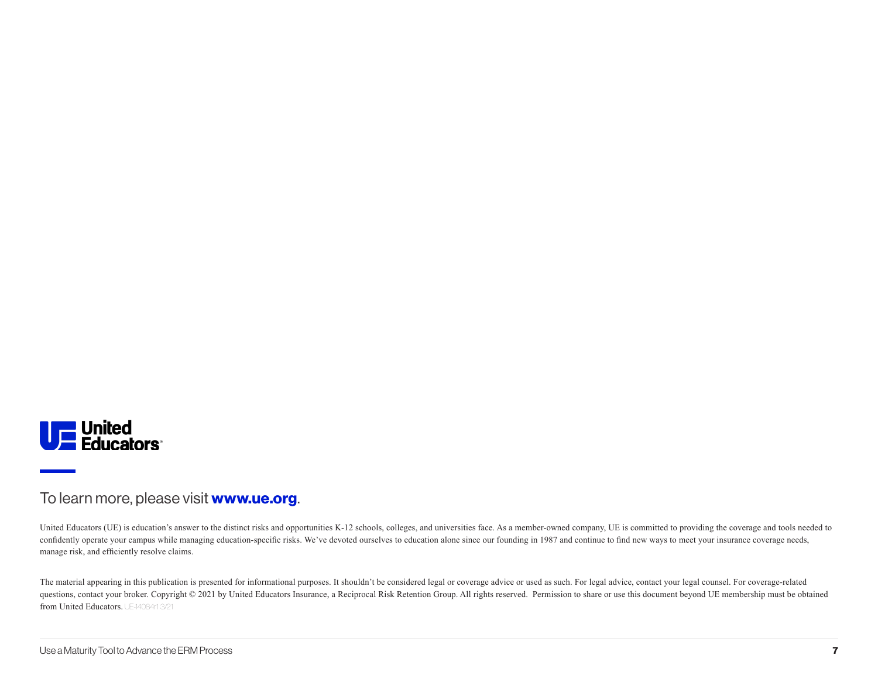United Educators

To learn more, please visit **www.ue.org**.

United Educators (UE) is education's answer to the distinct risks and opportunities K-12 schools, colleges, and universities face. As a member-owned company, UE is committed to providing the coverage and tools needed to confidently operate your campus while managing education-specific risks. We've devoted ourselves to education alone since our founding in 1987 and continue to find new ways to meet your insurance coverage needs, manage risk, and efficiently resolve claims.

The material appearing in this publication is presented for informational purposes. It shouldn't be considered legal or coverage advice or used as such. For legal advice, contact your legal counsel. For coverage-related questions, contact your broker. Copyright © 2021 by United Educators Insurance, a Reciprocal Risk Retention Group. All rights reserved. Permission to share or use this document beyond UE membership must be obtained from United Educators. UE-14084r1 3/21